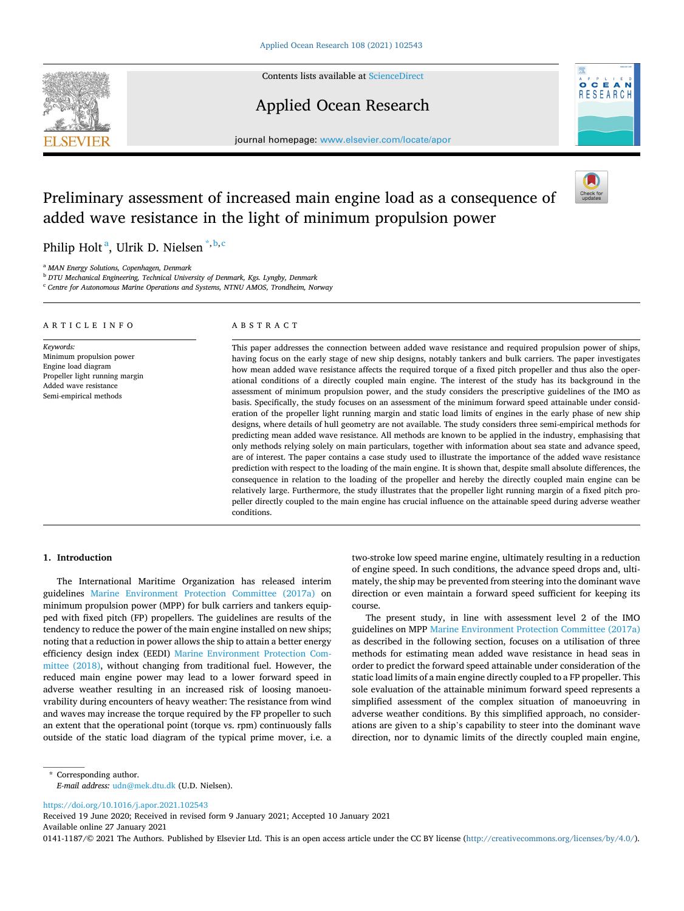# Preliminary assessment of increased main engine load as a consequence of added wave resistance in the light of minimum propulsion power

Philip Holt [a], Ulrik D. Nielsen [*,b,c]

[a] MAN Energy Solutions, Copenhagen, Denmark

[b] DTU Mechanical Engineering, Technical University of Denmark, Kgs. Lyngby, Denmark

[c] Centre for Autonomous Marine Operations and Systems, NTNU AMOS, Trondheim, Norway

## ARTICLE INFO

*Keywords:*
Minimum propulsion power
Engine load diagram
Propeller light running margin
Added wave resistance
Semi-empirical methods

## ABSTRACT

This paper addresses the connection between added wave resistance and required propulsion power of ships, having focus on the early stage of new ship designs, notably tankers and bulk carriers. The paper investigates how mean added wave resistance affects the required torque of a fixed pitch propeller and thus also the operational conditions of a directly coupled main engine. The interest of the study has its background in the assessment of minimum propulsion power, and the study considers the prescriptive guidelines of the IMO as basis. Specifically, the study focuses on an assessment of the minimum forward speed attainable under consideration of the propeller light running margin and static load limits of engines in the early phase of new ship designs, where details of hull geometry are not available. The study considers three semi-empirical methods for predicting mean added wave resistance. All methods are known to be applied in the industry, emphasising that only methods relying solely on main particulars, together with information about sea state and advance speed, are of interest. The paper contains a case study used to illustrate the importance of the added wave resistance prediction with respect to the loading of the main engine. It is shown that, despite small absolute differences, the consequence in relation to the loading of the propeller and hereby the directly coupled main engine can be relatively large. Furthermore, the study illustrates that the propeller light running margin of a fixed pitch propeller directly coupled to the main engine has crucial influence on the attainable speed during adverse weather conditions.

## 1. Introduction

The International Maritime Organization has released interim guidelines Marine Environment Protection Committee (2017a) on minimum propulsion power (MPP) for bulk carriers and tankers equipped with fixed pitch (FP) propellers. The guidelines are results of the tendency to reduce the power of the main engine installed on new ships; noting that a reduction in power allows the ship to attain a better energy efficiency design index (EEDI) Marine Environment Protection Committee (2018), without changing from traditional fuel. However, the reduced main engine power may lead to a lower forward speed in adverse weather resulting in an increased risk of loosing manoeuvrability during encounters of heavy weather: The resistance from wind and waves may increase the torque required by the FP propeller to such an extent that the operational point (torque vs. rpm) continuously falls outside of the static load diagram of the typical prime mover, i.e. a two-stroke low speed marine engine, ultimately resulting in a reduction of engine speed. In such conditions, the advance speed drops and, ultimately, the ship may be prevented from steering into the dominant wave direction or even maintain a forward speed sufficient for keeping its course.

The present study, in line with assessment level 2 of the IMO guidelines on MPP Marine Environment Protection Committee (2017a) as described in the following section, focuses on a utilisation of three methods for estimating mean added wave resistance in head seas in order to predict the forward speed attainable under consideration of the static load limits of a main engine directly coupled to a FP propeller. This sole evaluation of the attainable minimum forward speed represents a simplified assessment of the complex situation of manoeuvring in adverse weather conditions. By this simplified approach, no considerations are given to a ship's capability to steer into the dominant wave direction, nor to dynamic limits of the directly coupled main engine,

\* Corresponding author.
*E-mail address:* udn@mek.dtu.dk (U.D. Nielsen).

https://doi.org/10.1016/j.apor.2021.102543
Received 19 June 2020; Received in revised form 9 January 2021; Accepted 10 January 2021
Available online 27 January 2021
0141-1187/© 2021 The Authors. Published by Elsevier Ltd. This is an open access article under the CC BY license (http://creativecommons.org/licenses/by/4.0/).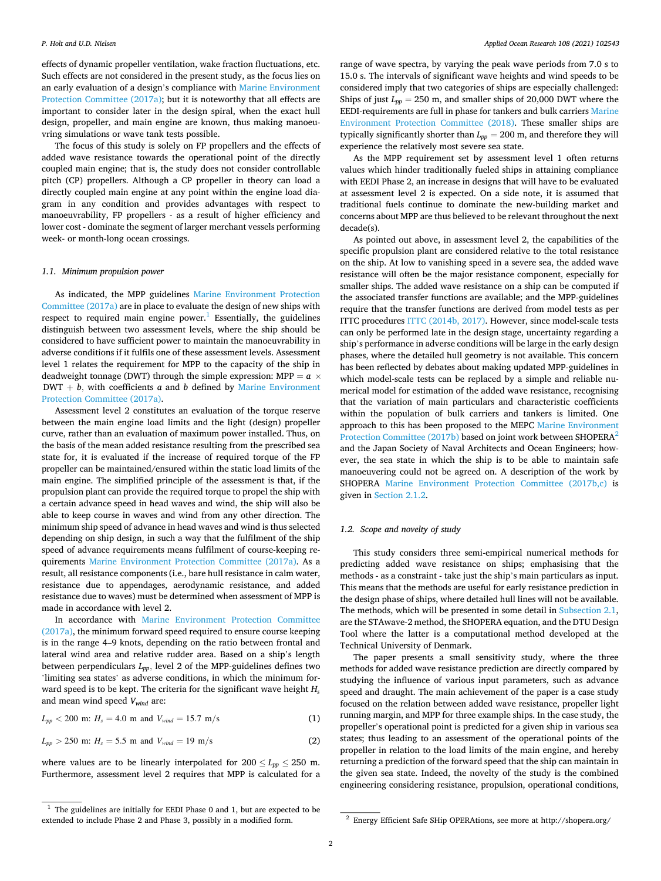effects of dynamic propeller ventilation, wake fraction fluctuations, etc. Such effects are not considered in the present study, as the focus lies on an early evaluation of a design's compliance with Marine Environment Protection Committee (2017a); but it is noteworthy that all effects are important to consider later in the design spiral, when the exact hull design, propeller, and main engine are known, thus making manoeuvring simulations or wave tank tests possible.

The focus of this study is solely on FP propellers and the effects of added wave resistance towards the operational point of the directly coupled main engine; that is, the study does not consider controllable pitch (CP) propellers. Although a CP propeller in theory can load a directly coupled main engine at any point within the engine load diagram in any condition and provides advantages with respect to manoeuvrability, FP propellers - as a result of higher efficiency and lower cost - dominate the segment of larger merchant vessels performing week- or month-long ocean crossings.

### 1.1. Minimum propulsion power

As indicated, the MPP guidelines Marine Environment Protection Committee (2017a) are in place to evaluate the design of new ships with respect to required main engine power.[1] Essentially, the guidelines distinguish between two assessment levels, where the ship should be considered to have sufficient power to maintain the manoeuvrability in adverse conditions if it fulfils one of these assessment levels. Assessment level 1 relates the requirement for MPP to the capacity of the ship in deadweight tonnage (DWT) through the simple expression: MPP $= a \times$ DWT $+ b$, with coefficients $a$ and $b$ defined by Marine Environment Protection Committee (2017a).

Assessment level 2 constitutes an evaluation of the torque reserve between the main engine load limits and the light (design) propeller curve, rather than an evaluation of maximum power installed. Thus, on the basis of the mean added resistance resulting from the prescribed sea state for, it is evaluated if the increase of required torque of the FP propeller can be maintained/ensured within the static load limits of the main engine. The simplified principle of the assessment is that, if the propulsion plant can provide the required torque to propel the ship with a certain advance speed in head waves and wind, the ship will also be able to keep course in waves and wind from any other direction. The minimum ship speed of advance in head waves and wind is thus selected depending on ship design, in such a way that the fulfilment of the ship speed of advance requirements means fulfilment of course-keeping requirements Marine Environment Protection Committee (2017a). As a result, all resistance components (i.e., bare hull resistance in calm water, resistance due to appendages, aerodynamic resistance, and added resistance due to waves) must be determined when assessment of MPP is made in accordance with level 2.

In accordance with Marine Environment Protection Committee (2017a), the minimum forward speed required to ensure course keeping is in the range 4–9 knots, depending on the ratio between frontal and lateral wind area and relative rudder area. Based on a ship's length between perpendiculars $L_{pp}$, level 2 of the MPP-guidelines defines two 'limiting sea states' as adverse conditions, in which the minimum forward speed is to be kept. The criteria for the significant wave height $H_s$ and mean wind speed $V_{wind}$ are:

$$L_{pp} < 200 \text{ m}: \; H_s = 4.0 \text{ m and } V_{wind} = 15.7 \text{ m/s} \tag{1}$$

$$L_{pp} > 250 \text{ m}: \; H_s = 5.5 \text{ m and } V_{wind} = 19 \text{ m/s} \tag{2}$$

where values are to be linearly interpolated for $200 \leq L_{pp} \leq 250$ m. Furthermore, assessment level 2 requires that MPP is calculated for a range of wave spectra, by varying the peak wave periods from 7.0 s to 15.0 s. The intervals of significant wave heights and wind speeds to be considered imply that two categories of ships are especially challenged: Ships of just $L_{pp} = 250$ m, and smaller ships of 20,000 DWT where the EEDI-requirements are full in phase for tankers and bulk carriers Marine Environment Protection Committee (2018). These smaller ships are typically significantly shorter than $L_{pp} = 200$ m, and therefore they will experience the relatively most severe sea state.

As the MPP requirement set by assessment level 1 often returns values which hinder traditionally fueled ships in attaining compliance with EEDI Phase 2, an increase in designs that will have to be evaluated at assessment level 2 is expected. On a side note, it is assumed that traditional fuels continue to dominate the new-building market and concerns about MPP are thus believed to be relevant throughout the next decade(s).

As pointed out above, in assessment level 2, the capabilities of the specific propulsion plant are considered relative to the total resistance on the ship. At low to vanishing speed in a severe sea, the added wave resistance will often be the major resistance component, especially for smaller ships. The added wave resistance on a ship can be computed if the associated transfer functions are available; and the MPP-guidelines require that the transfer functions are derived from model tests as per ITTC procedures ITTC (2014b, 2017). However, since model-scale tests can only be performed late in the design stage, uncertainty regarding a ship's performance in adverse conditions will be large in the early design phases, where the detailed hull geometry is not available. This concern has been reflected by debates about making updated MPP-guidelines in which model-scale tests can be replaced by a simple and reliable numerical model for estimation of the added wave resistance, recognising that the variation of main particulars and characteristic coefficients within the population of bulk carriers and tankers is limited. One approach to this has been proposed to the MEPC Marine Environment Protection Committee (2017b) based on joint work between SHOPERA[2] and the Japan Society of Naval Architects and Ocean Engineers; however, the sea state in which the ship is to be able to maintain safe manoeuvering could not be agreed on. A description of the work by SHOPERA Marine Environment Protection Committee (2017b,c) is given in Section 2.1.2.

### 1.2. Scope and novelty of study

This study considers three semi-empirical numerical methods for predicting added wave resistance on ships; emphasising that the methods - as a constraint - take just the ship's main particulars as input. This means that the methods are useful for early resistance prediction in the design phase of ships, where detailed hull lines will not be available. The methods, which will be presented in some detail in Subsection 2.1, are the STAwave-2 method, the SHOPERA equation, and the DTU Design Tool where the latter is a computational method developed at the Technical University of Denmark.

The paper presents a small sensitivity study, where the three methods for added wave resistance prediction are directly compared by studying the influence of various input parameters, such as advance speed and draught. The main achievement of the paper is a case study focused on the relation between added wave resistance, propeller light running margin, and MPP for three example ships. In the case study, the propeller's operational point is predicted for a given ship in various sea states; thus leading to an assessment of the operational points of the propeller in relation to the load limits of the main engine, and hereby returning a prediction of the forward speed that the ship can maintain in the given sea state. Indeed, the novelty of the study is the combined engineering considering resistance, propulsion, operational conditions,

[1] The guidelines are initially for EEDI Phase 0 and 1, but are expected to be extended to include Phase 2 and Phase 3, possibly in a modified form.

[2] Energy Efficient Safe SHip OPERAtions, see more at http://shopera.org/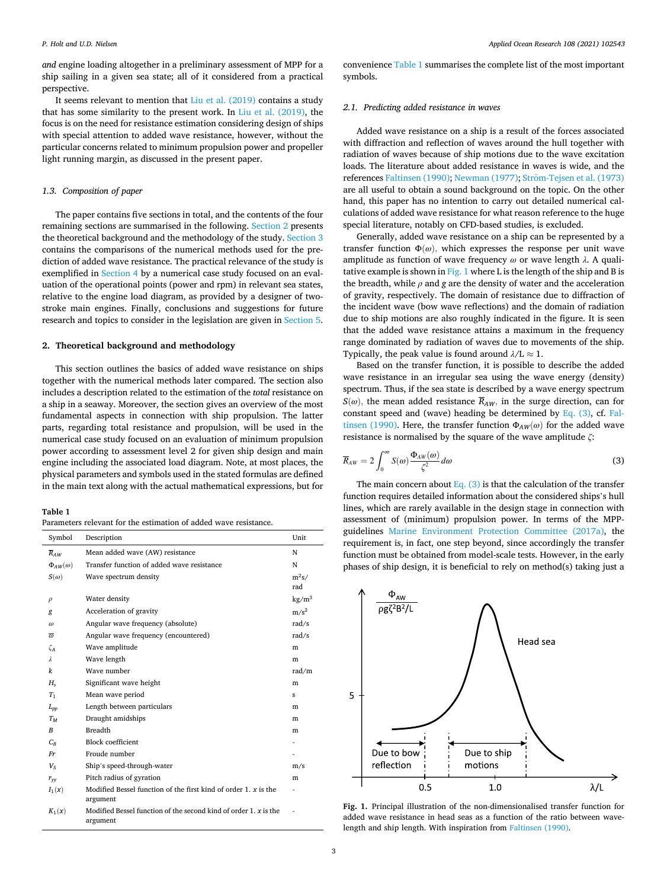*and* engine loading altogether in a preliminary assessment of MPP for a ship sailing in a given sea state; all of it considered from a practical perspective.

It seems relevant to mention that Liu et al. (2019) contains a study that has some similarity to the present work. In Liu et al. (2019), the focus is on the need for resistance estimation considering design of ships with special attention to added wave resistance, however, without the particular concerns related to minimum propulsion power and propeller light running margin, as discussed in the present paper.

### 1.3. Composition of paper

The paper contains five sections in total, and the contents of the four remaining sections are summarised in the following. Section 2 presents the theoretical background and the methodology of the study. Section 3 contains the comparisons of the numerical methods used for the prediction of added wave resistance. The practical relevance of the study is exemplified in Section 4 by a numerical case study focused on an evaluation of the operational points (power and rpm) in relevant sea states, relative to the engine load diagram, as provided by a designer of two-stroke main engines. Finally, conclusions and suggestions for future research and topics to consider in the legislation are given in Section 5.

## 2. Theoretical background and methodology

This section outlines the basics of added wave resistance on ships together with the numerical methods later compared. The section also includes a description related to the estimation of the *total* resistance on a ship in a seaway. Moreover, the section gives an overview of the most fundamental aspects in connection with ship propulsion. The latter parts, regarding total resistance and propulsion, will be used in the numerical case study focused on an evaluation of minimum propulsion power according to assessment level 2 for given ship design and main engine including the associated load diagram. Note, at most places, the physical parameters and symbols used in the stated formulas are defined in the main text along with the actual mathematical expressions, but for convenience Table 1 summarises the complete list of the most important symbols.

**Table 1**
Parameters relevant for the estimation of added wave resistance.

| Symbol | Description | Unit |
|---|---|---|
| $\overline{R}_{AW}$ | Mean added wave (AW) resistance | N |
| $\Phi_{AW}(\omega)$ | Transfer function of added wave resistance | N |
| $S(\omega)$ | Wave spectrum density | $m^2$s/rad |
| $\rho$ | Water density | kg/$m^3$ |
| $g$ | Acceleration of gravity | m/$s^2$ |
| $\omega$ | Angular wave frequency (absolute) | rad/s |
| $\varpi$ | Angular wave frequency (encountered) | rad/s |
| $\zeta_A$ | Wave amplitude | m |
| $\lambda$ | Wave length | m |
| $k$ | Wave number | rad/m |
| $H_s$ | Significant wave height | m |
| $T_1$ | Mean wave period | s |
| $L_{pp}$ | Length between particulars | m |
| $T_M$ | Draught amidships | m |
| $B$ | Breadth | m |
| $C_B$ | Block coefficient | - |
| $Fr$ | Froude number | - |
| $V_S$ | Ship's speed-through-water | m/s |
| $r_{yy}$ | Pitch radius of gyration | m |
| $I_1(x)$ | Modified Bessel function of the first kind of order 1. $x$ is the argument | - |
| $K_1(x)$ | Modified Bessel function of the second kind of order 1. $x$ is the argument | - |

### 2.1. Predicting added resistance in waves

Added wave resistance on a ship is a result of the forces associated with diffraction and reflection of waves around the hull together with radiation of waves because of ship motions due to the wave excitation loads. The literature about added resistance in waves is wide, and the references Faltinsen (1990); Newman (1977); Ström-Tejsen et al. (1973) are all useful to obtain a sound background on the topic. On the other hand, this paper has no intention to carry out detailed numerical calculations of added wave resistance for what reason reference to the huge special literature, notably on CFD-based studies, is excluded.

Generally, added wave resistance on a ship can be represented by a transfer function $\Phi(\omega)$, which expresses the response per unit wave amplitude as function of wave frequency $\omega$ or wave length $\lambda$. A qualitative example is shown in Fig. 1 where L is the length of the ship and B is the breadth, while $\rho$ and $g$ are the density of water and the acceleration of gravity, respectively. The domain of resistance due to diffraction of the incident wave (bow wave reflections) and the domain of radiation due to ship motions are also roughly indicated in the figure. It is seen that the added wave resistance attains a maximum in the frequency range dominated by radiation of waves due to movements of the ship. Typically, the peak value is found around $\lambda/L \approx 1$.

Based on the transfer function, it is possible to describe the added wave resistance in an irregular sea using the wave energy (density) spectrum. Thus, if the sea state is described by a wave energy spectrum $S(\omega)$, the mean added resistance $\overline{R}_{AW}$, in the surge direction, can for constant speed and (wave) heading be determined by Eq. (3), cf. Faltinsen (1990). Here, the transfer function $\Phi_{AW}(\omega)$ for the added wave resistance is normalised by the square of the wave amplitude $\zeta$:

$$\overline{R}_{AW} = 2\int_0^{\infty} S(\omega)\frac{\Phi_{AW}(\omega)}{\zeta^2}d\omega \tag{3}$$

The main concern about Eq. (3) is that the calculation of the transfer function requires detailed information about the considered ships's hull lines, which are rarely available in the design stage in connection with assessment of (minimum) propulsion power. In terms of the MPP-guidelines Marine Environment Protection Committee (2017a), the requirement is, in fact, one step beyond, since accordingly the transfer function must be obtained from model-scale tests. However, in the early phases of ship design, it is beneficial to rely on method(s) taking just a

**Fig. 1.** Principal illustration of the non-dimensionalised transfer function for added wave resistance in head seas as a function of the ratio between wave-length and ship length. With inspiration from Faltinsen (1990).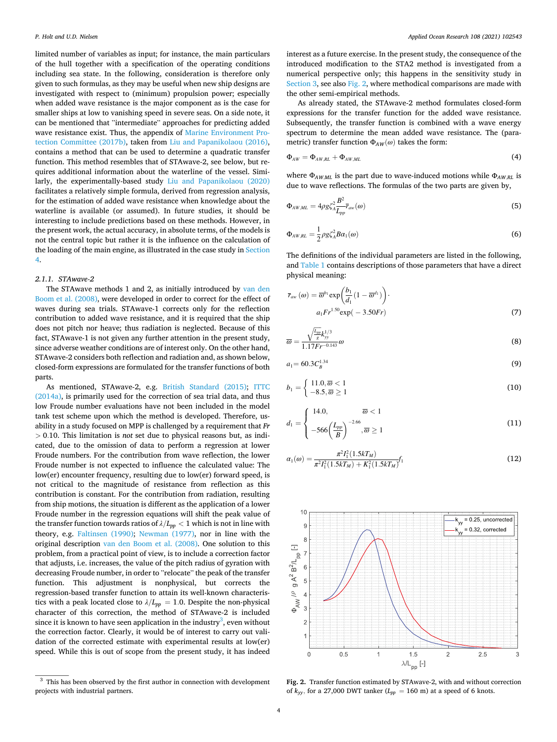limited number of variables as input; for instance, the main particulars of the hull together with a specification of the operating conditions including sea state. In the following, consideration is therefore only given to such formulas, as they may be useful when new ship designs are investigated with respect to (minimum) propulsion power; especially when added wave resistance is the major component as is the case for smaller ships at low to vanishing speed in severe seas. On a side note, it can be mentioned that "intermediate" approaches for predicting added wave resistance exist. Thus, the appendix of Marine Environment Protection Committee (2017b), taken from Liu and Papanikolaou (2016), contains a method that can be used to determine a quadratic transfer function. This method resembles that of STAwave-2, see below, but requires additional information about the waterline of the vessel. Similarly, the experimentally-based study Liu and Papanikolaou (2020) facilitates a relatively simple formula, derived from regression analysis, for the estimation of added wave resistance when knowledge about the waterline is available (or assumed). In future studies, it should be interesting to include predictions based on these methods. However, in the present work, the actual accuracy, in absolute terms, of the models is not the central topic but rather it is the influence on the calculation of the loading of the main engine, as illustrated in the case study in Section 4.

#### 2.1.1. STAwave-2

The STAwave methods 1 and 2, as initially introduced by van den Boom et al. (2008), were developed in order to correct for the effect of waves during sea trials. STAwave-1 corrects only for the reflection contribution to added wave resistance, and it is required that the ship does not pitch nor heave; thus radiation is neglected. Because of this fact, STAwave-1 is not given any further attention in the present study, since adverse weather conditions are of interest only. On the other hand, STAwave-2 considers both reflection and radiation and, as shown below, closed-form expressions are formulated for the transfer functions of both parts.

As mentioned, STAwave-2, e.g. British Standard (2015); ITTC (2014a), is primarily used for the correction of sea trial data, and thus low Froude number evaluations have not been included in the model tank test scheme upon which the method is developed. Therefore, usability in a study focused on MPP is challenged by a requirement that $Fr > 0.10$. This limitation is *not* set due to physical reasons but, as indicated, due to the omission of data to perform a regression at lower Froude numbers. For the contribution from wave reflection, the lower Froude number is not expected to influence the calculated value: The low(er) encounter frequency, resulting due to low(er) forward speed, is not critical to the magnitude of resistance from reflection as this contribution is constant. For the contribution from radiation, resulting from ship motions, the situation is different as the application of a lower Froude number in the regression equations will shift the peak value of the transfer function towards ratios of $\lambda/L_{pp} < 1$ which is not in line with theory, e.g. Faltinsen (1990); Newman (1977), nor in line with the original description van den Boom et al. (2008). One solution to this problem, from a practical point of view, is to include a correction factor that adjusts, i.e. increases, the value of the pitch radius of gyration with decreasing Froude number, in order to "relocate" the peak of the transfer function. This adjustment is nonphysical, but corrects the regression-based transfer function to attain its well-known characteristics with a peak located close to $\lambda/L_{pp} = 1.0$. Despite the non-physical character of this correction, the method of STAwave-2 is included since it is known to have seen application in the industry[3], even without the correction factor. Clearly, it would be of interest to carry out validation of the corrected estimate with experimental results at low(er) speed. While this is out of scope from the present study, it has indeed interest as a future exercise. In the present study, the consequence of the introduced modification to the STA2 method is investigated from a numerical perspective only; this happens in the sensitivity study in Section 3, see also Fig. 2, where methodical comparisons are made with the other semi-empirical methods.

As already stated, the STAwave-2 method formulates closed-form expressions for the transfer function for the added wave resistance. Subsequently, the transfer function is combined with a wave energy spectrum to determine the mean added wave resistance. The (parametric) transfer function $\Phi_{AW}(\omega)$ takes the form:

$$\Phi_{AW} = \Phi_{AW,RL} + \Phi_{AW,ML} \tag{4}$$

where $\Phi_{AW,ML}$ is the part due to wave-induced motions while $\Phi_{AW,RL}$ is due to wave reflections. The formulas of the two parts are given by,

$$\Phi_{AW,ML} = 4\rho g \zeta_A^2 \frac{B^2}{L_{pp}} \overline{r}_{aw}(\omega) \tag{5}$$

$$\Phi_{AW,RL} = \frac{1}{2}\rho g \zeta_A^2 B \alpha_1(\omega) \tag{6}$$

The definitions of the individual parameters are listed in the following, and Table 1 contains descriptions of those parameters that have a direct physical meaning:

$$\overline{r}_{aw}(\omega) = \overline{\omega}^{b_1} \exp\left(\frac{b_1}{d_1}\left(1 - \overline{\omega}^{d_1}\right)\right) \cdot a_1 Fr^{1.50} \exp(-3.50 Fr) \tag{7}$$

$$\overline{\omega} = \frac{\sqrt{\frac{L_{pp}}{g}} k_{yy}^{1/3}}{1.17 Fr^{-0.143}} \omega \tag{8}$$

$$a_1 = 60.3 C_B^{1.34} \tag{9}$$

$$b_1 = \begin{cases} 11.0, \overline{\omega} < 1 \\ -8.5, \overline{\omega} \geq 1 \end{cases} \tag{10}$$

$$d_1 = \begin{cases} 14.0, & \overline{\omega} < 1 \\ -566\left(\frac{L_{pp}}{B}\right)^{-2.66}, & \overline{\omega} \geq 1 \end{cases} \tag{11}$$

$$\alpha_1(\omega) = \frac{\pi^2 I_1^2(1.5kT_M)}{\pi^2 I_1^2(1.5kT_M) + K_1^2(1.5kT_M)} f_1 \tag{12}$$

**Fig. 2.** Transfer function estimated by STAwave-2, with and without correction of $k_{yy}$, for a 27,000 DWT tanker ($L_{pp} = 160$ m) at a speed of 6 knots.

[3] This has been observed by the first author in connection with development projects with industrial partners.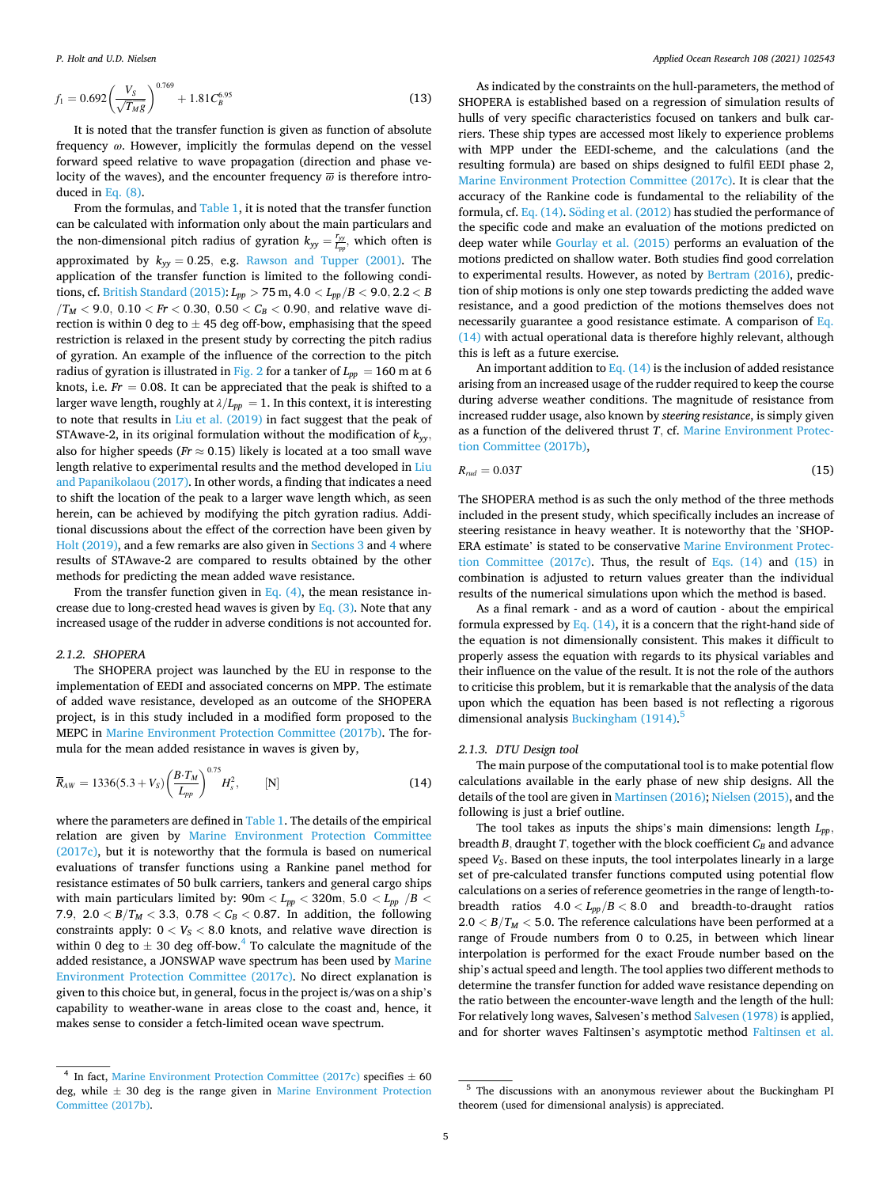$$f_1 = 0.692\left(\frac{V_S}{\sqrt{T_M g}}\right)^{0.769} + 1.81C_B^{6.95} \tag{13}$$

It is noted that the transfer function is given as function of absolute frequency $\omega$. However, implicitly the formulas depend on the vessel forward speed relative to wave propagation (direction and phase velocity of the waves), and the encounter frequency $\varpi$ is therefore introduced in Eq. (8).

From the formulas, and Table 1, it is noted that the transfer function can be calculated with information only about the main particulars and the non-dimensional pitch radius of gyration $k_{yy} = \frac{r_{yy}}{L_{pp}}$, which often is approximated by $k_{yy} = 0.25$, e.g. Rawson and Tupper (2001). The application of the transfer function is limited to the following conditions, cf. British Standard (2015): $L_{pp} > 75$ m, $4.0 < L_{pp}/B < 9.0$, $2.2 < B/T_M < 9.0$, $0.10 < Fr < 0.30$, $0.50 < C_B < 0.90$, and relative wave direction is within 0 deg to $\pm$ 45 deg off-bow, emphasising that the speed restriction is relaxed in the present study by correcting the pitch radius of gyration. An example of the influence of the correction to the pitch radius of gyration is illustrated in Fig. 2 for a tanker of $L_{pp} = 160$ m at 6 knots, i.e. $Fr = 0.08$. It can be appreciated that the peak is shifted to a larger wave length, roughly at $\lambda/L_{pp} = 1$. In this context, it is interesting to note that results in Liu et al. (2019) in fact suggest that the peak of STAwave-2, in its original formulation without the modification of $k_{yy}$, also for higher speeds ($Fr \approx 0.15$) likely is located at a too small wave length relative to experimental results and the method developed in Liu and Papanikolaou (2017). In other words, a finding that indicates a need to shift the location of the peak to a larger wave length which, as seen herein, can be achieved by modifying the pitch gyration radius. Additional discussions about the effect of the correction have been given by Holt (2019), and a few remarks are also given in Sections 3 and 4 where results of STAwave-2 are compared to results obtained by the other methods for predicting the mean added wave resistance.

From the transfer function given in Eq. (4), the mean resistance increase due to long-crested head waves is given by Eq. (3). Note that any increased usage of the rudder in adverse conditions is not accounted for.

### 2.1.2. SHOPERA

The SHOPERA project was launched by the EU in response to the implementation of EEDI and associated concerns on MPP. The estimate of added wave resistance, developed as an outcome of the SHOPERA project, is in this study included in a modified form proposed to the MEPC in Marine Environment Protection Committee (2017b). The formula for the mean added resistance in waves is given by,

$$\overline{R}_{AW} = 1336(5.3 + V_S)\left(\frac{B \cdot T_M}{L_{pp}}\right)^{0.75} H_s^2, \qquad [\text{N}] \tag{14}$$

where the parameters are defined in Table 1. The details of the empirical relation are given by Marine Environment Protection Committee (2017c), but it is noteworthy that the formula is based on numerical evaluations of transfer functions using a Rankine panel method for resistance estimates of 50 bulk carriers, tankers and general cargo ships with main particulars limited by: $90\text{m} < L_{pp} < 320\text{m}$, $5.0 < L_{pp}/B < 7.9$, $2.0 < B/T_M < 3.3$, $0.78 < C_B < 0.87$. In addition, the following constraints apply: $0 < V_S < 8.0$ knots, and relative wave direction is within 0 deg to $\pm$ 30 deg off-bow.[4] To calculate the magnitude of the added resistance, a JONSWAP wave spectrum has been used by Marine Environment Protection Committee (2017c). No direct explanation is given to this choice but, in general, focus in the project is/was on a ship's capability to weather-wane in areas close to the coast and, hence, it makes sense to consider a fetch-limited ocean wave spectrum.

As indicated by the constraints on the hull-parameters, the method of SHOPERA is established based on a regression of simulation results of hulls of very specific characteristics focused on tankers and bulk carriers. These ship types are accessed most likely to experience problems with MPP under the EEDI-scheme, and the calculations (and the resulting formula) are based on ships designed to fulfil EEDI phase 2, Marine Environment Protection Committee (2017c). It is clear that the accuracy of the Rankine code is fundamental to the reliability of the formula, cf. Eq. (14). Söding et al. (2012) has studied the performance of the specific code and make an evaluation of the motions predicted on deep water while Gourlay et al. (2015) performs an evaluation of the motions predicted on shallow water. Both studies find good correlation to experimental results. However, as noted by Bertram (2016), prediction of ship motions is only one step towards predicting the added wave resistance, and a good prediction of the motions themselves does not necessarily guarantee a good resistance estimate. A comparison of Eq. (14) with actual operational data is therefore highly relevant, although this is left as a future exercise.

An important addition to Eq. (14) is the inclusion of added resistance arising from an increased usage of the rudder required to keep the course during adverse weather conditions. The magnitude of resistance from increased rudder usage, also known by *steering resistance*, is simply given as a function of the delivered thrust $T$, cf. Marine Environment Protection Committee (2017b),

$$R_{rud} = 0.03T \tag{15}$$

The SHOPERA method is as such the only method of the three methods included in the present study, which specifically includes an increase of steering resistance in heavy weather. It is noteworthy that the 'SHOPERA estimate' is stated to be conservative Marine Environment Protection Committee (2017c). Thus, the result of Eqs. (14) and (15) in combination is adjusted to return values greater than the individual results of the numerical simulations upon which the method is based.

As a final remark - and as a word of caution - about the empirical formula expressed by Eq. (14), it is a concern that the right-hand side of the equation is not dimensionally consistent. This makes it difficult to properly assess the equation with regards to its physical variables and their influence on the value of the result. It is not the role of the authors to criticise this problem, but it is remarkable that the analysis of the data upon which the equation has been based is not reflecting a rigorous dimensional analysis Buckingham (1914).[5]

### 2.1.3. DTU Design tool

The main purpose of the computational tool is to make potential flow calculations available in the early phase of new ship designs. All the details of the tool are given in Martinsen (2016); Nielsen (2015), and the following is just a brief outline.

The tool takes as inputs the ship's main dimensions: length $L_{pp}$, breadth $B$, draught $T$, together with the block coefficient $C_B$ and advance speed $V_S$. Based on these inputs, the tool interpolates linearly in a large set of pre-calculated transfer functions computed using potential flow calculations on a series of reference geometries in the range of length-to-breadth ratios $4.0 < L_{pp}/B < 8.0$ and breadth-to-draught ratios $2.0 < B/T_M < 5.0$. The reference calculations have been performed at a range of Froude numbers from 0 to 0.25, in between which linear interpolation is performed for the exact Froude number based on the ship's actual speed and length. The tool applies two different methods to determine the transfer function for added wave resistance depending on the ratio between the encounter-wave length and the length of the hull: For relatively long waves, Salvesen's method Salvesen (1978) is applied, and for shorter waves Faltinsen's asymptotic method Faltinsen et al.

---

[4] In fact, Marine Environment Protection Committee (2017c) specifies $\pm$ 60 deg, while $\pm$ 30 deg is the range given in Marine Environment Protection Committee (2017b).

[5] The discussions with an anonymous reviewer about the Buckingham PI theorem (used for dimensional analysis) is appreciated.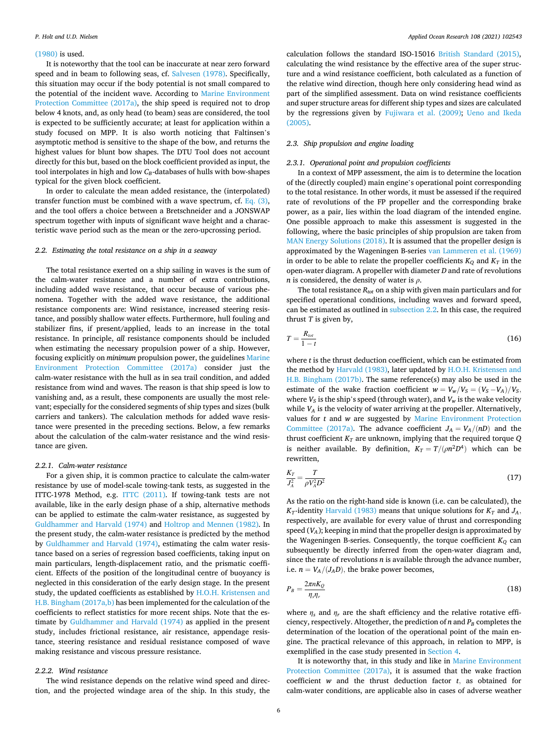(1980) is used.

It is noteworthy that the tool can be inaccurate at near zero forward speed and in beam to following seas, cf. Salvesen (1978). Specifically, this situation may occur if the body potential is not small compared to the potential of the incident wave. According to Marine Environment Protection Committee (2017a), the ship speed is required not to drop below 4 knots, and, as only head (to beam) seas are considered, the tool is expected to be sufficiently accurate; at least for application within a study focused on MPP. It is also worth noticing that Faltinsen's asymptotic method is sensitive to the shape of the bow, and returns the highest values for blunt bow shapes. The DTU Tool does not account directly for this but, based on the block coefficient provided as input, the tool interpolates in high and low $C_B$-databases of hulls with bow-shapes typical for the given block coefficient.

In order to calculate the mean added resistance, the (interpolated) transfer function must be combined with a wave spectrum, cf. Eq. (3), and the tool offers a choice between a Bretschneider and a JONSWAP spectrum together with inputs of significant wave height and a characteristic wave period such as the mean or the zero-upcrossing period.

### 2.2. Estimating the total resistance on a ship in a seaway

The total resistance exerted on a ship sailing in waves is the sum of the calm-water resistance and a number of extra contributions, including added wave resistance, that occur because of various phenomena. Together with the added wave resistance, the additional resistance components are: Wind resistance, increased steering resistance, and possibly shallow water effects. Furthermore, hull fouling and stabilizer fins, if present/applied, leads to an increase in the total resistance. In principle, *all* resistance components should be included when estimating the necessary propulsion power of a ship. However, focusing explicitly on *minimum* propulsion power, the guidelines Marine Environment Protection Committee (2017a) consider just the calm-water resistance with the hull as in sea trail condition, and added resistance from wind and waves. The reason is that ship speed is low to vanishing and, as a result, these components are usually the most relevant; especially for the considered segments of ship types and sizes (bulk carriers and tankers). The calculation methods for added wave resistance were presented in the preceding sections. Below, a few remarks about the calculation of the calm-water resistance and the wind resistance are given.

#### 2.2.1. Calm-water resistance

For a given ship, it is common practice to calculate the calm-water resistance by use of model-scale towing-tank tests, as suggested in the ITTC-1978 Method, e.g. ITTC (2011). If towing-tank tests are not available, like in the early design phase of a ship, alternative methods can be applied to estimate the calm-water resistance, as suggested by Guldhammer and Harvald (1974) and Holtrop and Mennen (1982). In the present study, the calm-water resistance is predicted by the method by Guldhammer and Harvald (1974), estimating the calm water resistance based on a series of regression based coefficients, taking input on main particulars, length-displacement ratio, and the prismatic coefficient. Effects of the position of the longitudinal centre of buoyancy is neglected in this consideration of the early design stage. In the present study, the updated coefficients as established by H.O.H. Kristensen and H.B. Bingham (2017a,b) has been implemented for the calculation of the coefficients to reflect statistics for more recent ships. Note that the estimate by Guldhammer and Harvald (1974) as applied in the present study, includes frictional resistance, air resistance, appendage resistance, steering resistance and residual resistance composed of wave making resistance and viscous pressure resistance.

#### 2.2.2. Wind resistance

The wind resistance depends on the relative wind speed and direction, and the projected windage area of the ship. In this study, the calculation follows the standard ISO-15016 British Standard (2015), calculating the wind resistance by the effective area of the super structure and a wind resistance coefficient, both calculated as a function of the relative wind direction, though here only considering head wind as part of the simplified assessment. Data on wind resistance coefficients and super structure areas for different ship types and sizes are calculated by the regressions given by Fujiwara et al. (2009); Ueno and Ikeda (2005).

### 2.3. Ship propulsion and engine loading

#### 2.3.1. Operational point and propulsion coefficients

In a context of MPP assessment, the aim is to determine the location of the (directly coupled) main engine's operational point corresponding to the total resistance. In other words, it must be assessed if the required rate of revolutions of the FP propeller and the corresponding brake power, as a pair, lies within the load diagram of the intended engine. One possible approach to make this assessment is suggested in the following, where the basic principles of ship propulsion are taken from MAN Energy Solutions (2018). It is assumed that the propeller design is approximated by the Wageningen B-series van Lammeren et al. (1969) in order to be able to relate the propeller coefficients $K_Q$ and $K_T$ in the open-water diagram. A propeller with diameter $D$ and rate of revolutions $n$ is considered, the density of water is $\rho$.

The total resistance $R_{tot}$ on a ship with given main particulars and for specified operational conditions, including waves and forward speed, can be estimated as outlined in subsection 2.2. In this case, the required thrust $T$ is given by,

$$T = \frac{R_{tot}}{1-t} \tag{16}$$

where $t$ is the thrust deduction coefficient, which can be estimated from the method by Harvald (1983), later updated by H.O.H. Kristensen and H.B. Bingham (2017b). The same reference(s) may also be used in the estimate of the wake fraction coefficient $w = V_w/V_S = (V_S - V_A)/V_S$, where $V_S$ is the ship's speed (through water), and $V_w$ is the wake velocity while $V_A$ is the velocity of water arriving at the propeller. Alternatively, values for $t$ and $w$ are suggested by Marine Environment Protection Committee (2017a). The advance coefficient $J_A = V_A/(nD)$ and the thrust coefficient $K_T$ are unknown, implying that the required torque $Q$ is neither available. By definition, $K_T = T/(\rho n^2 D^4)$ which can be rewritten,

$$\frac{K_T}{J_A^2} = \frac{T}{\rho V_A^2 D^2} \tag{17}$$

As the ratio on the right-hand side is known (i.e. can be calculated), the $K_T$-identity Harvald (1983) means that unique solutions for $K_T$ and $J_A$, respectively, are available for every value of thrust and corresponding speed ($V_A$); keeping in mind that the propeller design is approximated by the Wageningen B-series. Consequently, the torque coefficient $K_Q$ can subsequently be directly inferred from the open-water diagram and, since the rate of revolutions $n$ is available through the advance number, i.e. $n = V_A/(J_A D)$, the brake power becomes,

$$P_B = \frac{2\pi n K_Q}{\eta_s \eta_r} \tag{18}$$

where $\eta_s$ and $\eta_r$ are the shaft efficiency and the relative rotative efficiency, respectively. Altogether, the prediction of $n$ and $P_B$ completes the determination of the location of the operational point of the main engine. The practical relevance of this approach, in relation to MPP, is exemplified in the case study presented in Section 4.

It is noteworthy that, in this study and like in Marine Environment Protection Committee (2017a), it is assumed that the wake fraction coefficient $w$ and the thrust deduction factor $t$, as obtained for calm-water conditions, are applicable also in cases of adverse weather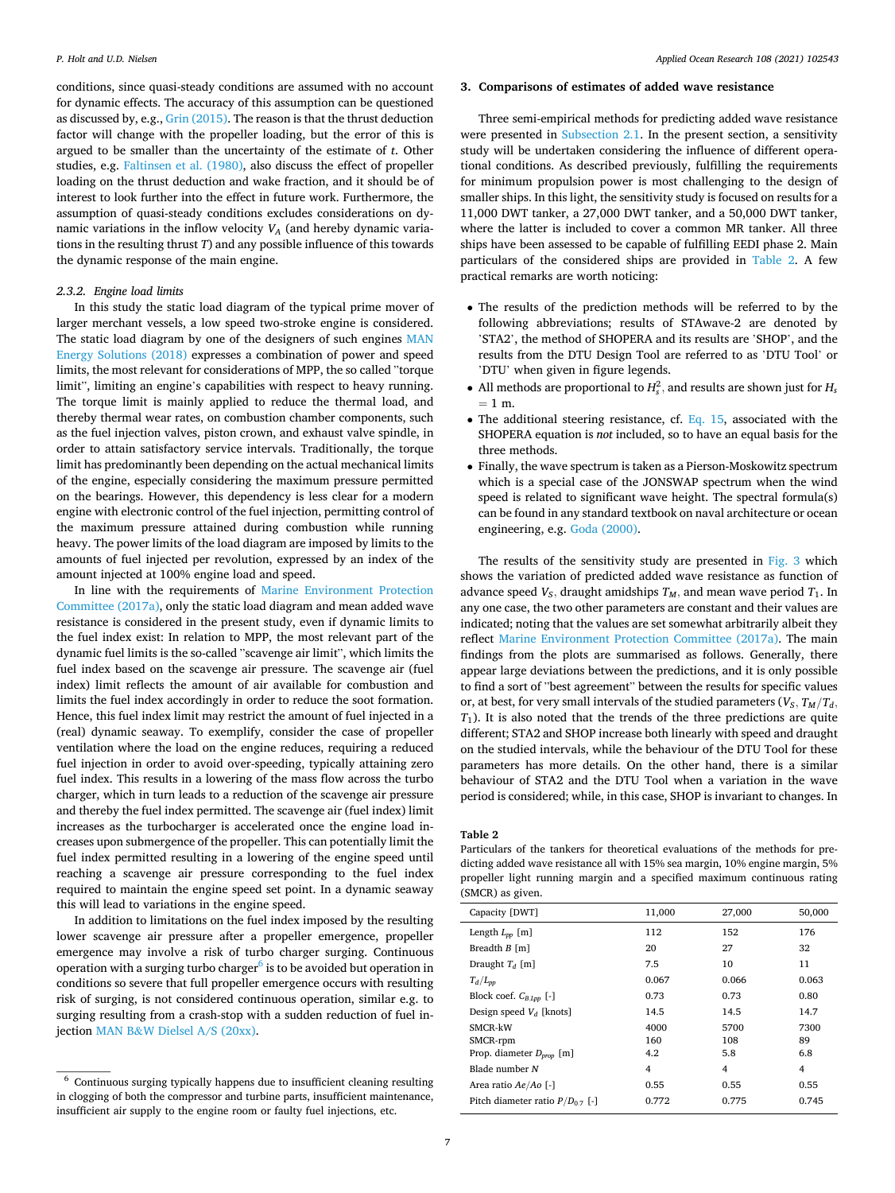conditions, since quasi-steady conditions are assumed with no account for dynamic effects. The accuracy of this assumption can be questioned as discussed by, e.g., Grin (2015). The reason is that the thrust deduction factor will change with the propeller loading, but the error of this is argued to be smaller than the uncertainty of the estimate of $t$. Other studies, e.g. Faltinsen et al. (1980), also discuss the effect of propeller loading on the thrust deduction and wake fraction, and it should be of interest to look further into the effect in future work. Furthermore, the assumption of quasi-steady conditions excludes considerations on dynamic variations in the inflow velocity $V_A$ (and hereby dynamic variations in the resulting thrust $T$) and any possible influence of this towards the dynamic response of the main engine.

#### 2.3.2. Engine load limits

In this study the static load diagram of the typical prime mover of larger merchant vessels, a low speed two-stroke engine is considered. The static load diagram by one of the designers of such engines MAN Energy Solutions (2018) expresses a combination of power and speed limits, the most relevant for considerations of MPP, the so called "torque limit", limiting an engine's capabilities with respect to heavy running. The torque limit is mainly applied to reduce the thermal load, and thereby thermal wear rates, on combustion chamber components, such as the fuel injection valves, piston crown, and exhaust valve spindle, in order to attain satisfactory service intervals. Traditionally, the torque limit has predominantly been depending on the actual mechanical limits of the engine, especially considering the maximum pressure permitted on the bearings. However, this dependency is less clear for a modern engine with electronic control of the fuel injection, permitting control of the maximum pressure attained during combustion while running heavy. The power limits of the load diagram are imposed by limits to the amounts of fuel injected per revolution, expressed by an index of the amount injected at 100% engine load and speed.

In line with the requirements of Marine Environment Protection Committee (2017a), only the static load diagram and mean added wave resistance is considered in the present study, even if dynamic limits to the fuel index exist: In relation to MPP, the most relevant part of the dynamic fuel limits is the so-called "scavenge air limit", which limits the fuel index based on the scavenge air pressure. The scavenge air (fuel index) limit reflects the amount of air available for combustion and limits the fuel index accordingly in order to reduce the soot formation. Hence, this fuel index limit may restrict the amount of fuel injected in a (real) dynamic seaway. To exemplify, consider the case of propeller ventilation where the load on the engine reduces, requiring a reduced fuel injection in order to avoid over-speeding, typically attaining zero fuel index. This results in a lowering of the mass flow across the turbo charger, which in turn leads to a reduction of the scavenge air pressure and thereby the fuel index permitted. The scavenge air (fuel index) limit increases as the turbocharger is accelerated once the engine load increases upon submergence of the propeller. This can potentially limit the fuel index permitted resulting in a lowering of the engine speed until reaching a scavenge air pressure corresponding to the fuel index required to maintain the engine speed set point. In a dynamic seaway this will lead to variations in the engine speed.

In addition to limitations on the fuel index imposed by the resulting lower scavenge air pressure after a propeller emergence, propeller emergence may involve a risk of turbo charger surging. Continuous operation with a surging turbo charger[6] is to be avoided but operation in conditions so severe that full propeller emergence occurs with resulting risk of surging, is not considered continuous operation, similar e.g. to surging resulting from a crash-stop with a sudden reduction of fuel injection MAN B&W Diesel A/S (20xx).

[6] Continuous surging typically happens due to insufficient cleaning resulting in clogging of both the compressor and turbine parts, insufficient maintenance, insufficient air supply to the engine room or faulty fuel injections, etc.

## 3. Comparisons of estimates of added wave resistance

Three semi-empirical methods for predicting added wave resistance were presented in Subsection 2.1. In the present section, a sensitivity study will be undertaken considering the influence of different operational conditions. As described previously, fulfilling the requirements for minimum propulsion power is most challenging to the design of smaller ships. In this light, the sensitivity study is focused on results for a 11,000 DWT tanker, a 27,000 DWT tanker, and a 50,000 DWT tanker, where the latter is included to cover a common MR tanker. All three ships have been assessed to be capable of fulfilling EEDI phase 2. Main particulars of the considered ships are provided in Table 2. A few practical remarks are worth noticing:

- The results of the prediction methods will be referred to by the following abbreviations; results of STAwave-2 are denoted by 'STA2', the method of SHOPERA and its results are 'SHOP', and the results from the DTU Design Tool are referred to as 'DTU Tool' or 'DTU' when given in figure legends.
- All methods are proportional to $H_s^2$, and results are shown just for $H_s = 1$ m.
- The additional steering resistance, cf. Eq. 15, associated with the SHOPERA equation is *not* included, so to have an equal basis for the three methods.
- Finally, the wave spectrum is taken as a Pierson-Moskowitz spectrum which is a special case of the JONSWAP spectrum when the wind speed is related to significant wave height. The spectral formula(s) can be found in any standard textbook on naval architecture or ocean engineering, e.g. Goda (2000).

The results of the sensitivity study are presented in Fig. 3 which shows the variation of predicted added wave resistance as function of advance speed $V_S$, draught amidships $T_M$, and mean wave period $T_1$. In any one case, the two other parameters are constant and their values are indicated; noting that the values are set somewhat arbitrarily albeit they reflect Marine Environment Protection Committee (2017a). The main findings from the plots are summarised as follows. Generally, there appear large deviations between the predictions, and it is only possible to find a sort of "best agreement" between the results for specific values or, at best, for very small intervals of the studied parameters ($V_S$, $T_M/T_d$, $T_1$). It is also noted that the trends of the three predictions are quite different; STA2 and SHOP increase both linearly with speed and draught on the studied intervals, while the behaviour of the DTU Tool for these parameters has more details. On the other hand, there is a similar behaviour of STA2 and the DTU Tool when a variation in the wave period is considered; while, in this case, SHOP is invariant to changes. In

**Table 2**
Particulars of the tankers for theoretical evaluations of the methods for predicting added wave resistance all with 15% sea margin, 10% engine margin, 5% propeller light running margin and a specified maximum continuous rating (SMCR) as given.

| Capacity [DWT] | 11,000 | 27,000 | 50,000 |
|---|---|---|---|
| Length $L_{pp}$ [m] | 112 | 152 | 176 |
| Breadth $B$ [m] | 20 | 27 | 32 |
| Draught $T_d$ [m] | 7.5 | 10 | 11 |
| $T_d/L_{pp}$ | 0.067 | 0.066 | 0.063 |
| Block coef. $C_{B,Lpp}$ [-] | 0.73 | 0.73 | 0.80 |
| Design speed $V_d$ [knots] | 14.5 | 14.5 | 14.7 |
| SMCR-kW | 4000 | 5700 | 7300 |
| SMCR-rpm | 160 | 108 | 89 |
| Prop. diameter $D_{prop}$ [m] | 4.2 | 5.8 | 6.8 |
| Blade number $N$ | 4 | 4 | 4 |
| Area ratio $Ae/Ao$ [-] | 0.55 | 0.55 | 0.55 |
| Pitch diameter ratio $P/D_{0.7}$ [-] | 0.772 | 0.775 | 0.745 |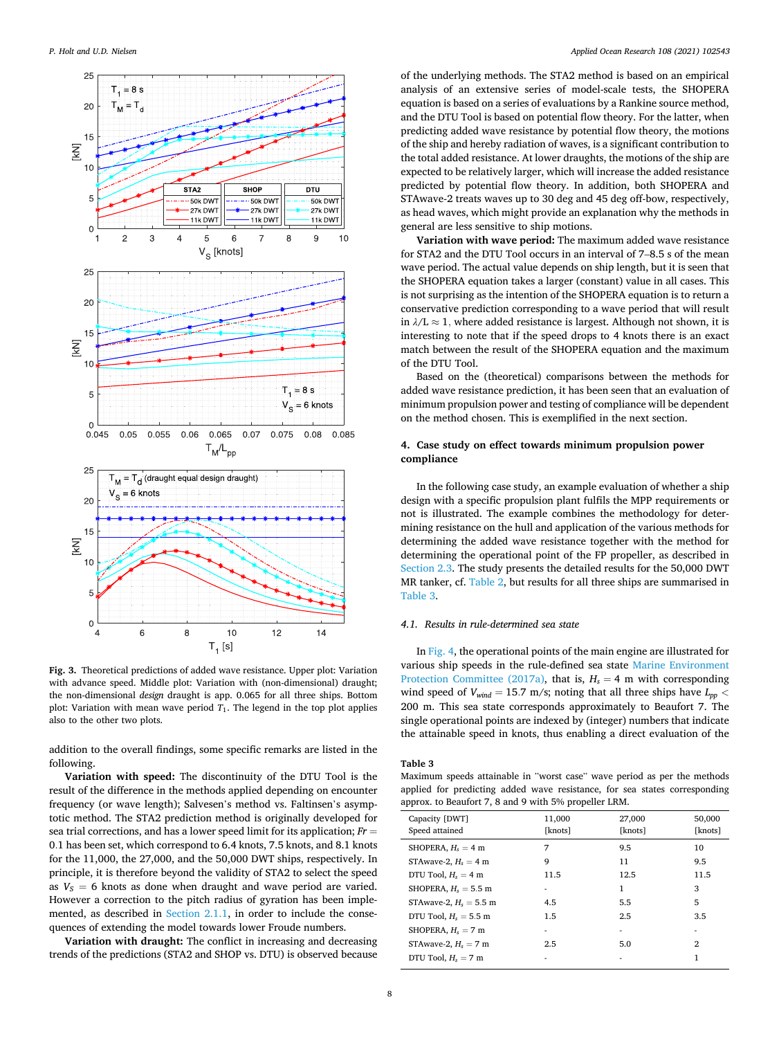**Fig. 3.** Theoretical predictions of added wave resistance. Upper plot: Variation with advance speed. Middle plot: Variation with (non-dimensional) draught; the non-dimensional *design* draught is app. 0.065 for all three ships. Bottom plot: Variation with mean wave period $T_1$. The legend in the top plot applies also to the other two plots.

addition to the overall findings, some specific remarks are listed in the following.

**Variation with speed:** The discontinuity of the DTU Tool is the result of the difference in the methods applied depending on encounter frequency (or wave length); Salvesen's method vs. Faltinsen's asymptotic method. The STA2 prediction method is originally developed for sea trial corrections, and has a lower speed limit for its application; $Fr = 0.1$ has been set, which correspond to 6.4 knots, 7.5 knots, and 8.1 knots for the 11,000, the 27,000, and the 50,000 DWT ships, respectively. In principle, it is therefore beyond the validity of STA2 to select the speed as $V_S = 6$ knots as done when draught and wave period are varied. However a correction to the pitch radius of gyration has been implemented, as described in Section 2.1.1, in order to include the consequences of extending the model towards lower Froude numbers.

**Variation with draught:** The conflict in increasing and decreasing trends of the predictions (STA2 and SHOP vs. DTU) is observed because of the underlying methods. The STA2 method is based on an empirical analysis of an extensive series of model-scale tests, the SHOPERA equation is based on a series of evaluations by a Rankine source method, and the DTU Tool is based on potential flow theory. For the latter, when predicting added wave resistance by potential flow theory, the motions of the ship and hereby radiation of waves, is a significant contribution to the total added resistance. At lower draughts, the motions of the ship are expected to be relatively larger, which will increase the added resistance predicted by potential flow theory. In addition, both SHOPERA and STAwave-2 treats waves up to 30 deg and 45 deg off-bow, respectively, as head waves, which might provide an explanation why the methods in general are less sensitive to ship motions.

**Variation with wave period:** The maximum added wave resistance for STA2 and the DTU Tool occurs in an interval of 7–8.5 s of the mean wave period. The actual value depends on ship length, but it is seen that the SHOPERA equation takes a larger (constant) value in all cases. This is not surprising as the intention of the SHOPERA equation is to return a conservative prediction corresponding to a wave period that will result in $\lambda/L \approx 1$, where added resistance is largest. Although not shown, it is interesting to note that if the speed drops to 4 knots there is an exact match between the result of the SHOPERA equation and the maximum of the DTU Tool.

Based on the (theoretical) comparisons between the methods for added wave resistance prediction, it has been seen that an evaluation of minimum propulsion power and testing of compliance will be dependent on the method chosen. This is exemplified in the next section.

## 4. Case study on effect towards minimum propulsion power compliance

In the following case study, an example evaluation of whether a ship design with a specific propulsion plant fulfils the MPP requirements or not is illustrated. The example combines the methodology for determining resistance on the hull and application of the various methods for determining the added wave resistance together with the method for determining the operational point of the FP propeller, as described in Section 2.3. The study presents the detailed results for the 50,000 DWT MR tanker, cf. Table 2, but results for all three ships are summarised in Table 3.

### 4.1. Results in rule-determined sea state

In Fig. 4, the operational points of the main engine are illustrated for various ship speeds in the rule-defined sea state Marine Environment Protection Committee (2017a), that is, $H_s = 4$ m with corresponding wind speed of $V_{wind} = 15.7$ m/s; noting that all three ships have $L_{pp} < 200$ m. This sea state corresponds approximately to Beaufort 7. The single operational points are indexed by (integer) numbers that indicate the attainable speed in knots, thus enabling a direct evaluation of the

**Table 3**
Maximum speeds attainable in "worst case" wave period as per the methods applied for predicting added wave resistance, for sea states corresponding approx. to Beaufort 7, 8 and 9 with 5% propeller LRM.

| Capacity [DWT] Speed attained | 11,000 [knots] | 27,000 [knots] | 50,000 [knots] |
|---|---|---|---|
| SHOPERA, $H_s = 4$ m | 7 | 9.5 | 10 |
| STAwave-2, $H_s = 4$ m | 9 | 11 | 9.5 |
| DTU Tool, $H_s = 4$ m | 11.5 | 12.5 | 11.5 |
| SHOPERA, $H_s = 5.5$ m | - | 1 | 3 |
| STAwave-2, $H_s = 5.5$ m | 4.5 | 5.5 | 5 |
| DTU Tool, $H_s = 5.5$ m | 1.5 | 2.5 | 3.5 |
| SHOPERA, $H_s = 7$ m | - | - | - |
| STAwave-2, $H_s = 7$ m | 2.5 | 5.0 | 2 |
| DTU Tool, $H_s = 7$ m | - | - | 1 |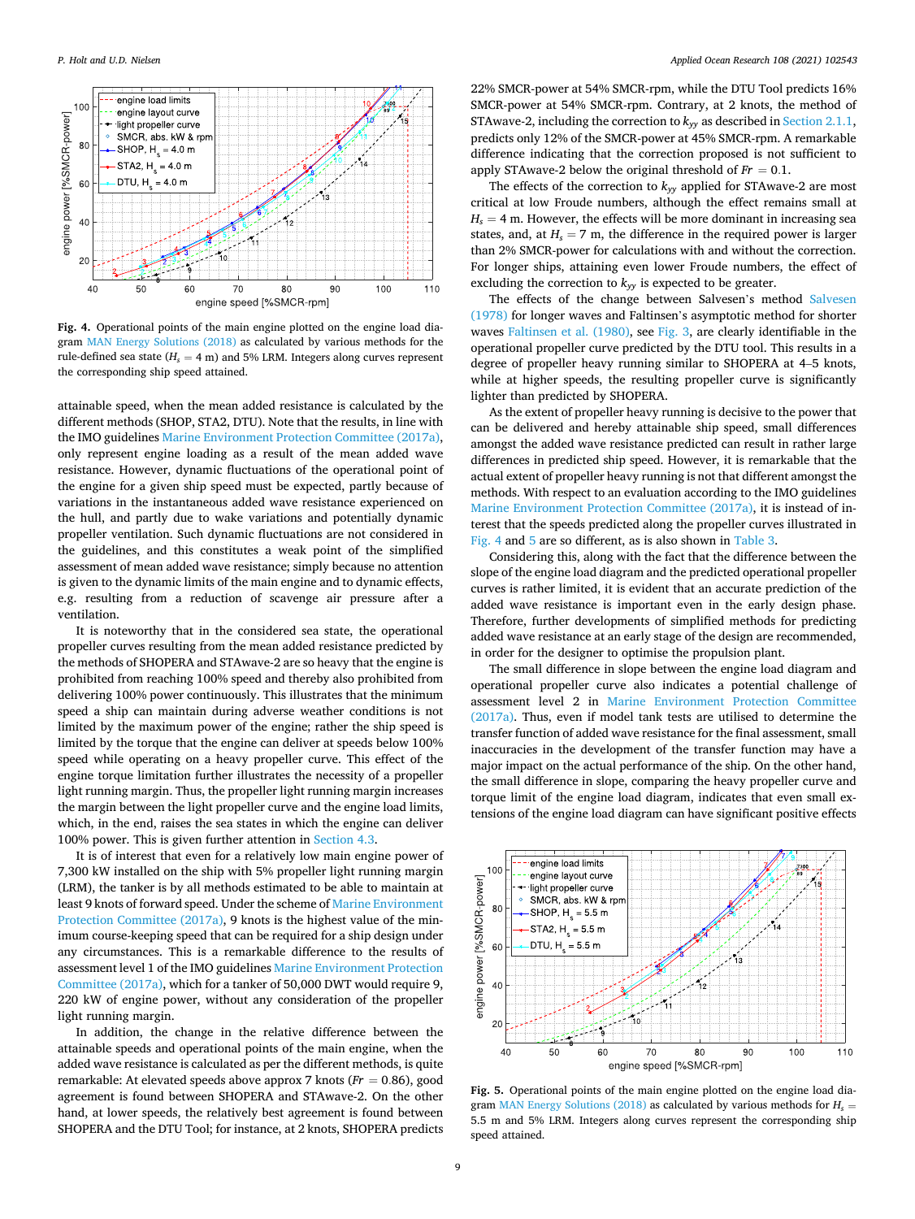Fig. 4. Operational points of the main engine plotted on the engine load diagram MAN Energy Solutions (2018) as calculated by various methods for the rule-defined sea state ($H_s = 4$ m) and 5% LRM. Integers along curves represent the corresponding ship speed attained.

attainable speed, when the mean added resistance is calculated by the different methods (SHOP, STA2, DTU). Note that the results, in line with the IMO guidelines Marine Environment Protection Committee (2017a), only represent engine loading as a result of the mean added wave resistance. However, dynamic fluctuations of the operational point of the engine for a given ship speed must be expected, partly because of variations in the instantaneous added wave resistance experienced on the hull, and partly due to wake variations and potentially dynamic propeller ventilation. Such dynamic fluctuations are not considered in the guidelines, and this constitutes a weak point of the simplified assessment of mean added wave resistance; simply because no attention is given to the dynamic limits of the main engine and to dynamic effects, e.g. resulting from a reduction of scavenge air pressure after a ventilation.

It is noteworthy that in the considered sea state, the operational propeller curves resulting from the mean added resistance predicted by the methods of SHOPERA and STAwave-2 are so heavy that the engine is prohibited from reaching 100% speed and thereby also prohibited from delivering 100% power continuously. This illustrates that the minimum speed a ship can maintain during adverse weather conditions is not limited by the maximum power of the engine; rather the ship speed is limited by the torque that the engine can deliver at speeds below 100% speed while operating on a heavy propeller curve. This effect of the engine torque limitation further illustrates the necessity of a propeller light running margin. Thus, the propeller light running margin increases the margin between the light propeller curve and the engine load limits, which, in the end, raises the sea states in which the engine can deliver 100% power. This is given further attention in Section 4.3.

It is of interest that even for a relatively low main engine power of 7,300 kW installed on the ship with 5% propeller light running margin (LRM), the tanker is by all methods estimated to be able to maintain at least 9 knots of forward speed. Under the scheme of Marine Environment Protection Committee (2017a), 9 knots is the highest value of the minimum course-keeping speed that can be required for a ship design under any circumstances. This is a remarkable difference to the results of assessment level 1 of the IMO guidelines Marine Environment Protection Committee (2017a), which for a tanker of 50,000 DWT would require 9, 220 kW of engine power, without any consideration of the propeller light running margin.

In addition, the change in the relative difference between the attainable speeds and operational points of the main engine, when the added wave resistance is calculated as per the different methods, is quite remarkable: At elevated speeds above approx 7 knots ($Fr = 0.86$), good agreement is found between SHOPERA and STAwave-2. On the other hand, at lower speeds, the relatively best agreement is found between SHOPERA and the DTU Tool; for instance, at 2 knots, SHOPERA predicts 22% SMCR-power at 54% SMCR-rpm, while the DTU Tool predicts 16% SMCR-power at 54% SMCR-rpm. Contrary, at 2 knots, the method of STAwave-2, including the correction to $k_{yy}$ as described in Section 2.1.1, predicts only 12% of the SMCR-power at 45% SMCR-rpm. A remarkable difference indicating that the correction proposed is not sufficient to apply STAwave-2 below the original threshold of $Fr = 0.1$.

The effects of the correction to $k_{yy}$ applied for STAwave-2 are most critical at low Froude numbers, although the effect remains small at $H_s = 4$ m. However, the effects will be more dominant in increasing sea states, and, at $H_s = 7$ m, the difference in the required power is larger than 2% SMCR-power for calculations with and without the correction. For longer ships, attaining even lower Froude numbers, the effect of excluding the correction to $k_{yy}$ is expected to be greater.

The effects of the change between Salvesen's method Salvesen (1978) for longer waves and Faltinsen's asymptotic method for shorter waves Faltinsen et al. (1980), see Fig. 3, are clearly identifiable in the operational propeller curve predicted by the DTU tool. This results in a degree of propeller heavy running similar to SHOPERA at 4–5 knots, while at higher speeds, the resulting propeller curve is significantly lighter than predicted by SHOPERA.

As the extent of propeller heavy running is decisive to the power that can be delivered and hereby attainable ship speed, small differences amongst the added wave resistance predicted can result in rather large differences in predicted ship speed. However, it is remarkable that the actual extent of propeller heavy running is not that different amongst the methods. With respect to an evaluation according to the IMO guidelines Marine Environment Protection Committee (2017a), it is instead of interest that the speeds predicted along the propeller curves illustrated in Fig. 4 and 5 are so different, as is also shown in Table 3.

Considering this, along with the fact that the difference between the slope of the engine load diagram and the predicted operational propeller curves is rather limited, it is evident that an accurate prediction of the added wave resistance is important even in the early design phase. Therefore, further developments of simplified methods for predicting added wave resistance at an early stage of the design are recommended, in order for the designer to optimise the propulsion plant.

The small difference in slope between the engine load diagram and operational propeller curve also indicates a potential challenge of assessment level 2 in Marine Environment Protection Committee (2017a). Thus, even if model tank tests are utilised to determine the transfer function of added wave resistance for the final assessment, small inaccuracies in the development of the transfer function may have a major impact on the actual performance of the ship. On the other hand, the small difference in slope, comparing the heavy propeller curve and torque limit of the engine load diagram, indicates that even small extensions of the engine load diagram can have significant positive effects

Fig. 5. Operational points of the main engine plotted on the engine load diagram MAN Energy Solutions (2018) as calculated by various methods for $H_s = 5.5$ m and 5% LRM. Integers along curves represent the corresponding ship speed attained.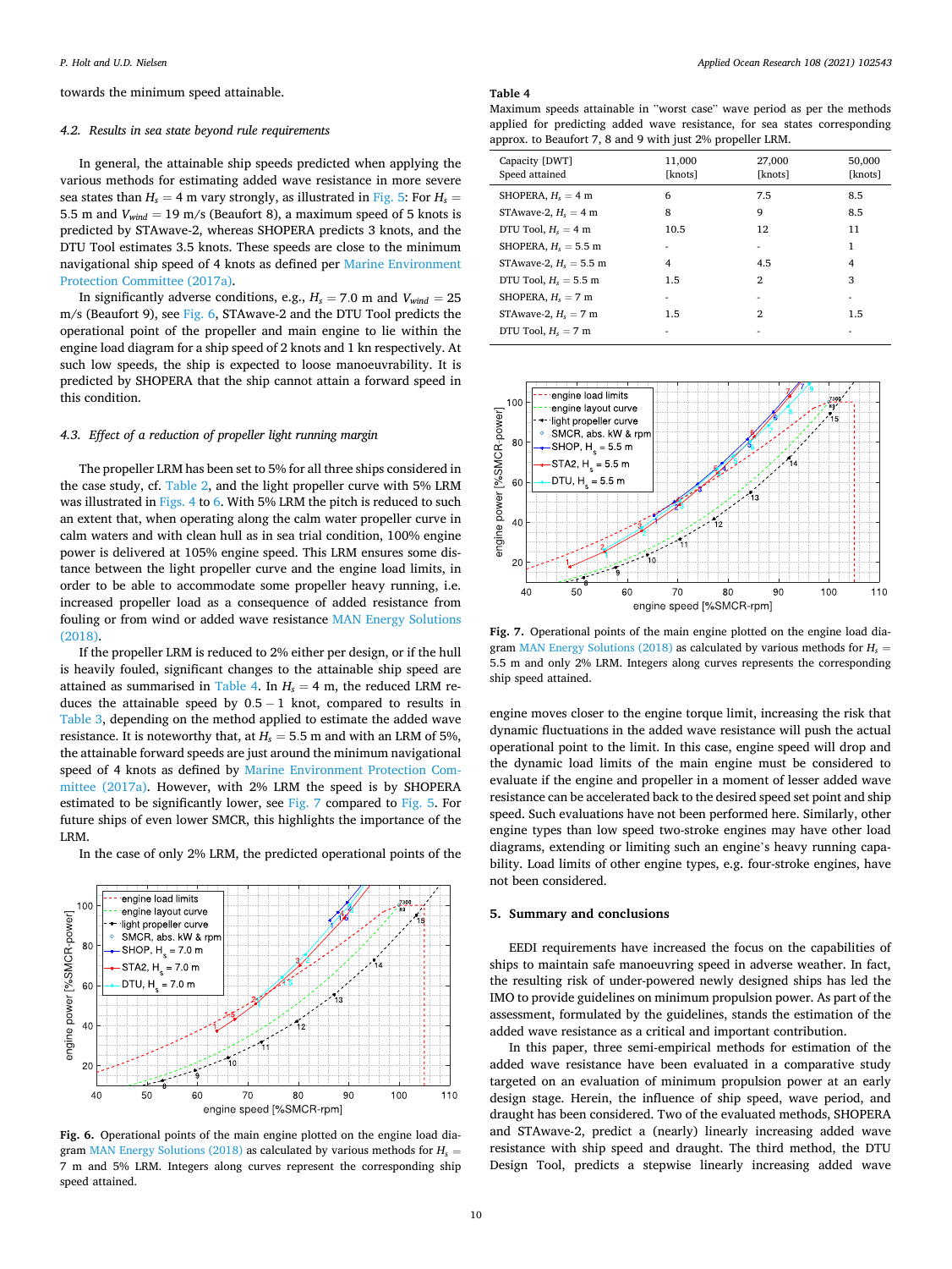towards the minimum speed attainable.

### 4.2. Results in sea state beyond rule requirements

In general, the attainable ship speeds predicted when applying the various methods for estimating added wave resistance in more severe sea states than $H_s = 4$ m vary strongly, as illustrated in Fig. 5: For $H_s = 5.5$ m and $V_{wind} = 19$ m/s (Beaufort 8), a maximum speed of 5 knots is predicted by STAwave-2, whereas SHOPERA predicts 3 knots, and the DTU Tool estimates 3.5 knots. These speeds are close to the minimum navigational ship speed of 4 knots as defined per Marine Environment Protection Committee (2017a).

In significantly adverse conditions, e.g., $H_s = 7.0$ m and $V_{wind} = 25$ m/s (Beaufort 9), see Fig. 6, STAwave-2 and the DTU Tool predicts the operational point of the propeller and main engine to lie within the engine load diagram for a ship speed of 2 knots and 1 kn respectively. At such low speeds, the ship is expected to loose manoeuvrability. It is predicted by SHOPERA that the ship cannot attain a forward speed in this condition.

### 4.3. Effect of a reduction of propeller light running margin

The propeller LRM has been set to 5% for all three ships considered in the case study, cf. Table 2, and the light propeller curve with 5% LRM was illustrated in Figs. 4 to 6. With 5% LRM the pitch is reduced to such an extent that, when operating along the calm water propeller curve in calm waters and with clean hull as in sea trial condition, 100% engine power is delivered at 105% engine speed. This LRM ensures some distance between the light propeller curve and the engine load limits, in order to be able to accommodate some propeller heavy running, i.e. increased propeller load as a consequence of added resistance from fouling or from wind or added wave resistance MAN Energy Solutions (2018).

If the propeller LRM is reduced to 2% either per design, or if the hull is heavily fouled, significant changes to the attainable ship speed are attained as summarised in Table 4. In $H_s = 4$ m, the reduced LRM reduces the attainable speed by $0.5 - 1$ knot, compared to results in Table 3, depending on the method applied to estimate the added wave resistance. It is noteworthy that, at $H_s = 5.5$ m and with an LRM of 5%, the attainable forward speeds are just around the minimum navigational speed of 4 knots as defined by Marine Environment Protection Committee (2017a). However, with 2% LRM the speed is by SHOPERA estimated to be significantly lower, see Fig. 7 compared to Fig. 5. For future ships of even lower SMCR, this highlights the importance of the LRM.

In the case of only 2% LRM, the predicted operational points of the engine moves closer to the engine torque limit, increasing the risk that dynamic fluctuations in the added wave resistance will push the actual operational point to the limit. In this case, engine speed will drop and the dynamic load limits of the main engine must be considered to evaluate if the engine and propeller in a moment of lesser added wave resistance can be accelerated back to the desired speed set point and ship speed. Such evaluations have not been performed here. Similarly, other engine types than low speed two-stroke engines may have other load diagrams, extending or limiting such an engine's heavy running capability. Load limits of other engine types, e.g. four-stroke engines, have not been considered.

Fig. 6. Operational points of the main engine plotted on the engine load diagram MAN Energy Solutions (2018) as calculated by various methods for $H_s = 7$ m and 5% LRM. Integers along curves represent the corresponding ship speed attained.

**Table 4**
Maximum speeds attainable in "worst case" wave period as per the methods applied for predicting added wave resistance, for sea states corresponding approx. to Beaufort 7, 8 and 9 with just 2% propeller LRM.

| Capacity [DWT] Speed attained | 11,000 [knots] | 27,000 [knots] | 50,000 [knots] |
|---|---|---|---|
| SHOPERA, $H_s = 4$ m | 6 | 7.5 | 8.5 |
| STAwave-2, $H_s = 4$ m | 8 | 9 | 8.5 |
| DTU Tool, $H_s = 4$ m | 10.5 | 12 | 11 |
| SHOPERA, $H_s = 5.5$ m | - | - | 1 |
| STAwave-2, $H_s = 5.5$ m | 4 | 4.5 | 4 |
| DTU Tool, $H_s = 5.5$ m | 1.5 | 2 | 3 |
| SHOPERA, $H_s = 7$ m | - | - | - |
| STAwave-2, $H_s = 7$ m | 1.5 | 2 | 1.5 |
| DTU Tool, $H_s = 7$ m | - | - | - |

Fig. 7. Operational points of the main engine plotted on the engine load diagram MAN Energy Solutions (2018) as calculated by various methods for $H_s = 5.5$ m and only 2% LRM. Integers along curves represents the corresponding ship speed attained.

## 5. Summary and conclusions

EEDI requirements have increased the focus on the capabilities of ships to maintain safe manoeuvring speed in adverse weather. In fact, the resulting risk of under-powered newly designed ships has led the IMO to provide guidelines on minimum propulsion power. As part of the assessment, formulated by the guidelines, stands the estimation of the added wave resistance as a critical and important contribution.

In this paper, three semi-empirical methods for estimation of the added wave resistance have been evaluated in a comparative study targeted on an evaluation of minimum propulsion power at an early design stage. Herein, the influence of ship speed, wave period, and draught has been considered. Two of the evaluated methods, SHOPERA and STAwave-2, predict a (nearly) linearly increasing added wave resistance with ship speed and draught. The third method, the DTU Design Tool, predicts a stepwise linearly increasing added wave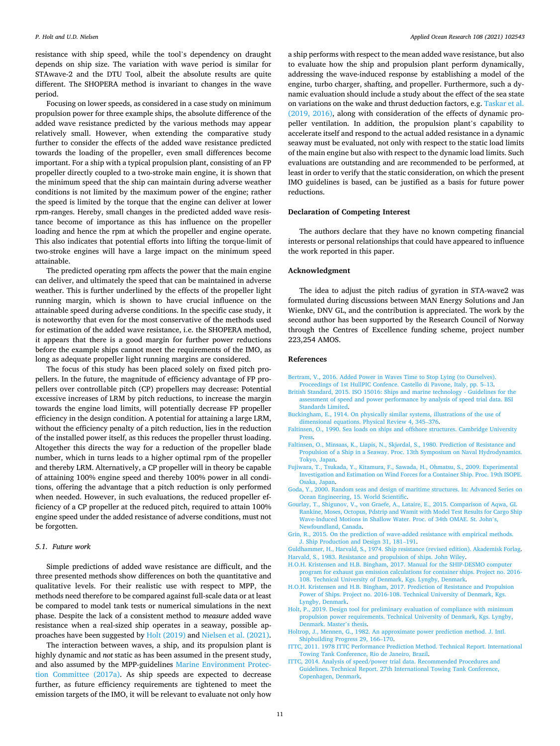resistance with ship speed, while the tool's dependency on draught depends on ship size. The variation with wave period is similar for STAwave-2 and the DTU Tool, albeit the absolute results are quite different. The SHOPERA method is invariant to changes in the wave period.

Focusing on lower speeds, as considered in a case study on minimum propulsion power for three example ships, the absolute difference of the added wave resistance predicted by the various methods may appear relatively small. However, when extending the comparative study further to consider the effects of the added wave resistance predicted towards the loading of the propeller, even small differences become important. For a ship with a typical propulsion plant, consisting of an FP propeller directly coupled to a two-stroke main engine, it is shown that the minimum speed that the ship can maintain during adverse weather conditions is not limited by the maximum power of the engine; rather the speed is limited by the torque that the engine can deliver at lower rpm-ranges. Hereby, small changes in the predicted added wave resistance become of importance as this has influence on the propeller loading and hence the rpm at which the propeller and engine operate. This also indicates that potential efforts into lifting the torque-limit of two-stroke engines will have a large impact on the minimum speed attainable.

The predicted operating rpm affects the power that the main engine can deliver, and ultimately the speed that can be maintained in adverse weather. This is further underlined by the effects of the propeller light running margin, which is shown to have crucial influence on the attainable speed during adverse conditions. In the specific case study, it is noteworthy that even for the most conservative of the methods used for estimation of the added wave resistance, i.e. the SHOPERA method, it appears that there is a good margin for further power reductions before the example ships cannot meet the requirements of the IMO, as long as adequate propeller light running margins are considered.

The focus of this study has been placed solely on fixed pitch propellers. In the future, the magnitude of efficiency advantage of FP propellers over controllable pitch (CP) propellers may decrease: Potential excessive increases of LRM by pitch reductions, to increase the margin towards the engine load limits, will potentially decrease FP propeller efficiency in the design condition. A potential for attaining a large LRM, without the efficiency penalty of a pitch reduction, lies in the reduction of the installed power itself, as this reduces the propeller thrust loading. Altogether this directs the way for a reduction of the propeller blade number, which in turns leads to a higher optimal rpm of the propeller and thereby LRM. Alternatively, a CP propeller will in theory be capable of attaining 100% engine speed and thereby 100% power in all conditions, offering the advantage that a pitch reduction is only performed when needed. However, in such evaluations, the reduced propeller efficiency of a CP propeller at the reduced pitch, required to attain 100% engine speed under the added resistance of adverse conditions, must not be forgotten.

### 5.1. Future work

Simple predictions of added wave resistance are difficult, and the three presented methods show differences on both the quantitative and qualitative levels. For their realistic use with respect to MPP, the methods need therefore to be compared against full-scale data or at least be compared to model tank tests or numerical simulations in the next phase. Despite the lack of a consistent method to *measure* added wave resistance when a real-sized ship operates in a seaway, possible approaches have been suggested by Holt (2019) and Nielsen et al. (2021).

The interaction between waves, a ship, and its propulsion plant is highly dynamic and *not* static as has been assumed in the present study, and also assumed by the MPP-guidelines Marine Environment Protection Committee (2017a). As ship speeds are expected to decrease further, as future efficiency requirements are tightened to meet the emission targets of the IMO, it will be relevant to evaluate not only how a ship performs with respect to the mean added wave resistance, but also to evaluate how the ship and propulsion plant perform dynamically, addressing the wave-induced response by establishing a model of the engine, turbo charger, shafting, and propeller. Furthermore, such a dynamic evaluation should include a study about the effect of the sea state on variations on the wake and thrust deduction factors, e.g. Taskar et al. (2019, 2016), along with consideration of the effects of dynamic propeller ventilation. In addition, the propulsion plant's capability to accelerate itself and respond to the actual added resistance in a dynamic seaway must be evaluated, not only with respect to the static load limits of the main engine but also with respect to the dynamic load limits. Such evaluations are outstanding and are recommended to be performed, at least in order to verify that the static consideration, on which the present IMO guidelines is based, can be justified as a basis for future power reductions.

## Declaration of Competing Interest

The authors declare that they have no known competing financial interests or personal relationships that could have appeared to influence the work reported in this paper.

## Acknowledgment

The idea to adjust the pitch radius of gyration in STA-wave2 was formulated during discussions between MAN Energy Solutions and Jan Wienke, DNV GL, and the contribution is appreciated. The work by the second author has been supported by the Research Council of Norway through the Centres of Excellence funding scheme, project number 223,254 AMOS.

## References

Bertram, V., 2016. Added Power in Waves Time to Stop Lying (to Ourselves). Proceedings of 1st HullPIC Confence. Castello di Pavone, Italy, pp. 5–13.

British Standard, 2015. ISO 15016: Ships and marine technology - Guidelines for the assessment of speed and power performance by analysis of speed trial data. BSI Standards Limited.

Buckingham, E., 1914. On physically similar systems, illustrations of the use of dimensional equations. Physical Review 4, 345–376.

Faltinsen, O., 1990. Sea loads on ships and offshore structures. Cambridge University Press.

Faltinsen, O., Minsaas, K., Liapis, N., Skjørdal, S., 1980. Prediction of Resistance and Propulsion of a Ship in a Seaway. Proc. 13th Symposium on Naval Hydrodynamics. Tokyo, Japan.

Fujiwara, T., Tsukada, Y., Kitamura, F., Sawada, H., Ohmatsu, S., 2009. Experimental Investigation and Estimation on Wind Forces for a Container Ship. Proc. 19th ISOPE. Osaka, Japan.

Goda, Y., 2000. Random seas and design of maritime structures. In: Advanced Series on Ocean Engineering, 15. World Scientific.

Gourlay, T., Shigunov, V., von Graefe, A., Lataire, E., 2015. Comparison of Aqwa, GL Rankine, Moses, Octopus, Pdstrip and Wamit with Model Test Results for Cargo Ship Wave-Induced Motions in Shallow Water. Proc. of 34th OMAE. St. John's, Newfoundland, Canada.

Grin, R., 2015. On the prediction of wave-added resistance with empirical methods. J. Ship Production and Design 31, 181–191.

Guldhammer, H., Harvald, S., 1974. Ship resistance (revised edition). Akademisk Forlag.

Harvald, S., 1983. Resistance and propulsion of ships. John Wiley.

H.O.H. Kristensen and H.B. Bingham, 2017. Manual for the SHIP-DESMO computer program for exhaust gas emission calculations for container ships. Project no. 2016-108. Technical University of Denmark, Kgs. Lyngby, Denmark.

H.O.H. Kristensen and H.B. Bingham, 2017. Prediction of Resistance and Propulsion Power of Ships. Project no. 2016-108. Technical University of Denmark, Kgs. Lyngby, Denmark.

Holt, P., 2019. Design tool for preliminary evaluation of compliance with minimum propulsion power requirements. Technical University of Denmark, Kgs. Lyngby, Denmark. Master's thesis.

Holtrop, J., Mennen, G., 1982. An approximate power prediction method. J. Intl. Shipbuilding Progress 29, 166–170.

ITTC, 2011. 1978 ITTC Performance Prediction Method. Technical Report. International Towing Tank Conference, Rio de Janeiro, Brazil.

ITTC, 2014. Analysis of speed/power trial data. Recommended Procedures and Guidelines. Technical Report. 27th International Towing Tank Conference, Copenhagen, Denmark.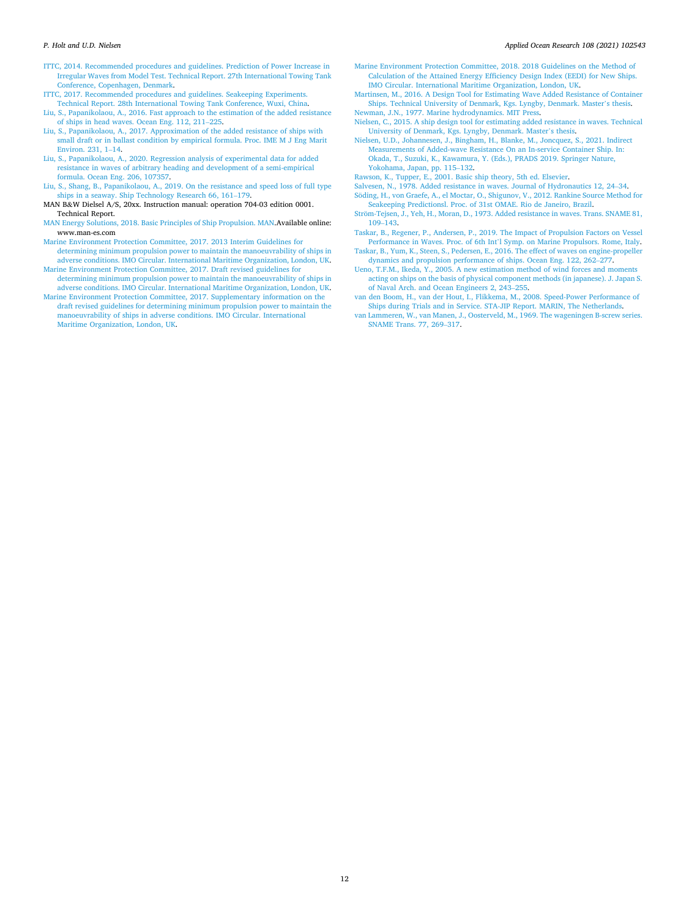ITTC, 2014. Recommended procedures and guidelines. Prediction of Power Increase in Irregular Waves from Model Test. Technical Report. 27th International Towing Tank Conference, Copenhagen, Denmark.

ITTC, 2017. Recommended procedures and guidelines. Seakeeping Experiments. Technical Report. 28th International Towing Tank Conference, Wuxi, China.

Liu, S., Papanikolaou, A., 2016. Fast approach to the estimation of the added resistance of ships in head waves. Ocean Eng. 112, 211–225.

Liu, S., Papanikolaou, A., 2017. Approximation of the added resistance of ships with small draft or in ballast condition by empirical formula. Proc. IME M J Eng Marit Environ. 231, 1–14.

Liu, S., Papanikolaou, A., 2020. Regression analysis of experimental data for added resistance in waves of arbitrary heading and development of a semi-empirical formula. Ocean Eng. 206, 107357.

Liu, S., Shang, B., Papanikolaou, A., 2019. On the resistance and speed loss of full type ships in a seaway. Ship Technology Research 66, 161–179.

MAN B&W Dielsel A/S, 20xx. Instruction manual: operation 704-03 edition 0001. Technical Report.

MAN Energy Solutions, 2018. Basic Principles of Ship Propulsion. MAN.Available online: www.man-es.com

Marine Environment Protection Committee, 2017. 2013 Interim Guidelines for determining minimum propulsion power to maintain the manoeuvrability of ships in adverse conditions. IMO Circular. International Maritime Organization, London, UK.

Marine Environment Protection Committee, 2017. Draft revised guidelines for determining minimum propulsion power to maintain the manoeuvrability of ships in adverse conditions. IMO Circular. International Maritime Organization, London, UK.

Marine Environment Protection Committee, 2017. Supplementary information on the draft revised guidelines for determining minimum propulsion power to maintain the manoeuvrability of ships in adverse conditions. IMO Circular. International Maritime Organization, London, UK.

Marine Environment Protection Committee, 2018. 2018 Guidelines on the Method of Calculation of the Attained Energy Efficiency Design Index (EEDI) for New Ships. IMO Circular. International Maritime Organization, London, UK.

Martinsen, M., 2016. A Design Tool for Estimating Wave Added Resistance of Container Ships. Technical University of Denmark, Kgs. Lyngby, Denmark. Master's thesis.

Newman, J.N., 1977. Marine hydrodynamics. MIT Press.

Nielsen, C., 2015. A ship design tool for estimating added resistance in waves. Technical University of Denmark, Kgs. Lyngby, Denmark. Master's thesis.

Nielsen, U.D., Johannesen, J., Bingham, H., Blanke, M., Joncquez, S., 2021. Indirect Measurements of Added-wave Resistance On an In-service Container Ship. In: Okada, T., Suzuki, K., Kawamura, Y. (Eds.), PRADS 2019. Springer Nature, Yokohama, Japan, pp. 115–132.

Rawson, K., Tupper, E., 2001. Basic ship theory, 5th ed. Elsevier.

Salvesen, N., 1978. Added resistance in waves. Journal of Hydronautics 12, 24–34.

Söding, H., von Graefe, A., el Moctar, O., Shigunov, V., 2012. Rankine Source Method for Seakeeping Predictionsl. Proc. of 31st OMAE. Rio de Janeiro, Brazil.

Ström-Tejsen, J., Yeh, H., Moran, D., 1973. Added resistance in waves. Trans. SNAME 81, 109–143.

Taskar, B., Regener, P., Andersen, P., 2019. The Impact of Propulsion Factors on Vessel Performance in Waves. Proc. of 6th Int'l Symp. on Marine Propulsors. Rome, Italy.

Taskar, B., Yum, K., Steen, S., Pedersen, E., 2016. The effect of waves on engine-propeller dynamics and propulsion performance of ships. Ocean Eng. 122, 262–277.

Ueno, T.F.M., Ikeda, Y., 2005. A new estimation method of wind forces and moments acting on ships on the basis of physical component methods (in japanese). J. Japan S. of Naval Arch. and Ocean Engineers 2, 243–255.

van den Boom, H., van der Hout, I., Flikkema, M., 2008. Speed-Power Performance of Ships during Trials and in Service. STA-JIP Report. MARIN, The Netherlands.

van Lammeren, W., van Manen, J., Oosterveld, M., 1969. The wageningen B-screw series. SNAME Trans. 77, 269–317.